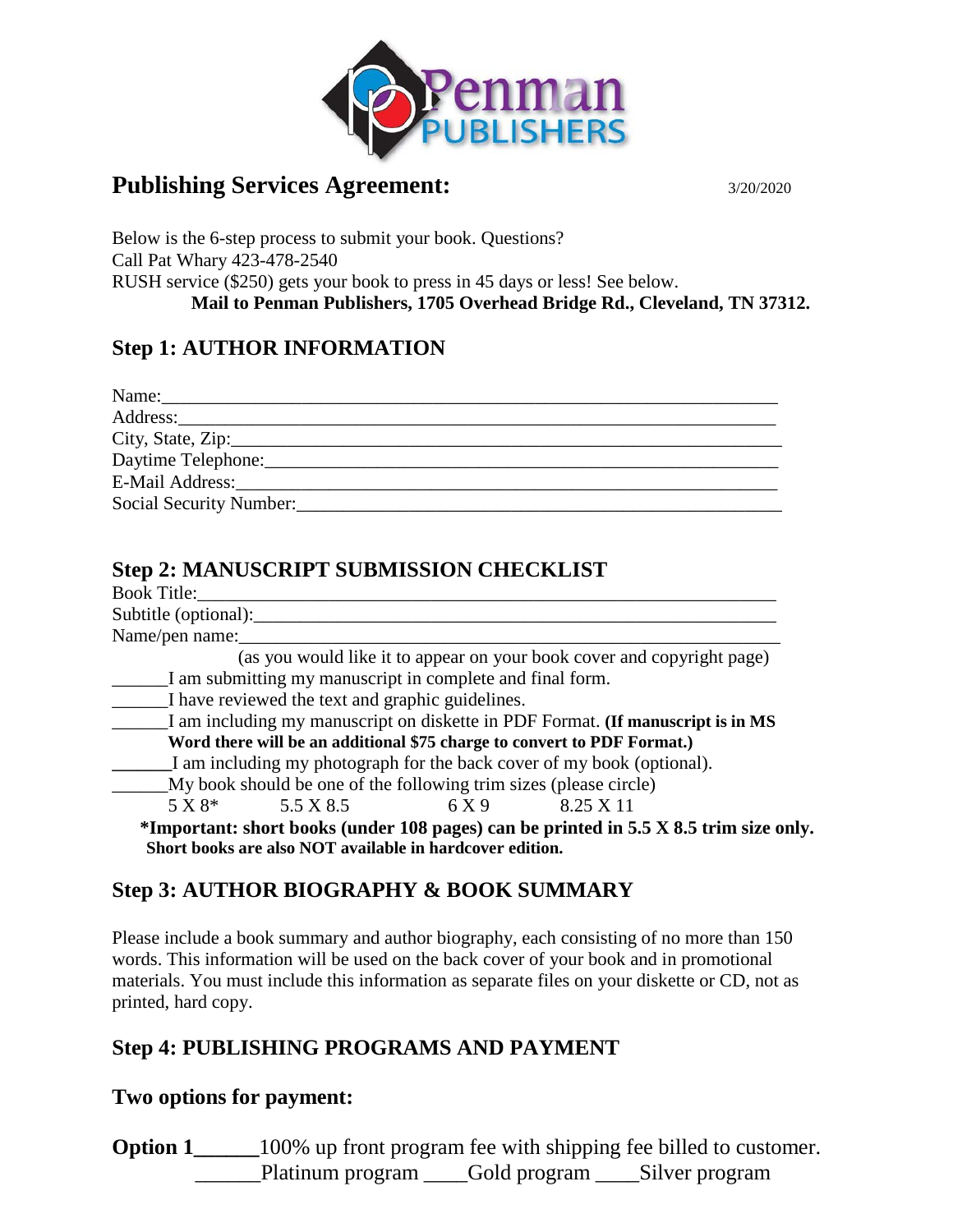Penman PUBLISHERS

# Publishing Services Agreement:

3/20/2020

Below is the 6-step process to submit your book. Questions?
Call Pat Whary 423-478-2540
RUSH service ($250) gets your book to press in 45 days or less! See below.

**Mail to Penman Publishers, 1705 Overhead Bridge Rd., Cleveland, TN 37312.**

## Step 1: AUTHOR INFORMATION

Name:_______________________________________________________________
Address:_____________________________________________________________
City, State, Zip:_______________________________________________________
Daytime Telephone:____________________________________________________
E-Mail Address:_______________________________________________________
Social Security Number:_________________________________________________

## Step 2: MANUSCRIPT SUBMISSION CHECKLIST

Book Title:__________________________________________________________
Subtitle (optional):____________________________________________________
Name/pen name:______________________________________________________
(as you would like it to appear on your book cover and copyright page)

______I am submitting my manuscript in complete and final form.
______I have reviewed the text and graphic guidelines.
______I am including my manuscript on diskette in PDF Format. **(If manuscript is in MS Word there will be an additional $75 charge to convert to PDF Format.)**
______I am including my photograph for the back cover of my book (optional).
______My book should be one of the following trim sizes (please circle)

5 X 8*  5.5 X 8.5  6 X 9  8.25 X 11

**\*Important: short books (under 108 pages) can be printed in 5.5 X 8.5 trim size only. Short books are also NOT available in hardcover edition.**

## Step 3: AUTHOR BIOGRAPHY & BOOK SUMMARY

Please include a book summary and author biography, each consisting of no more than 150 words. This information will be used on the back cover of your book and in promotional materials. You must include this information as separate files on your diskette or CD, not as printed, hard copy.

## Step 4: PUBLISHING PROGRAMS AND PAYMENT

### Two options for payment:

**Option 1______**100% up front program fee with shipping fee billed to customer.
______Platinum program ____Gold program ____Silver program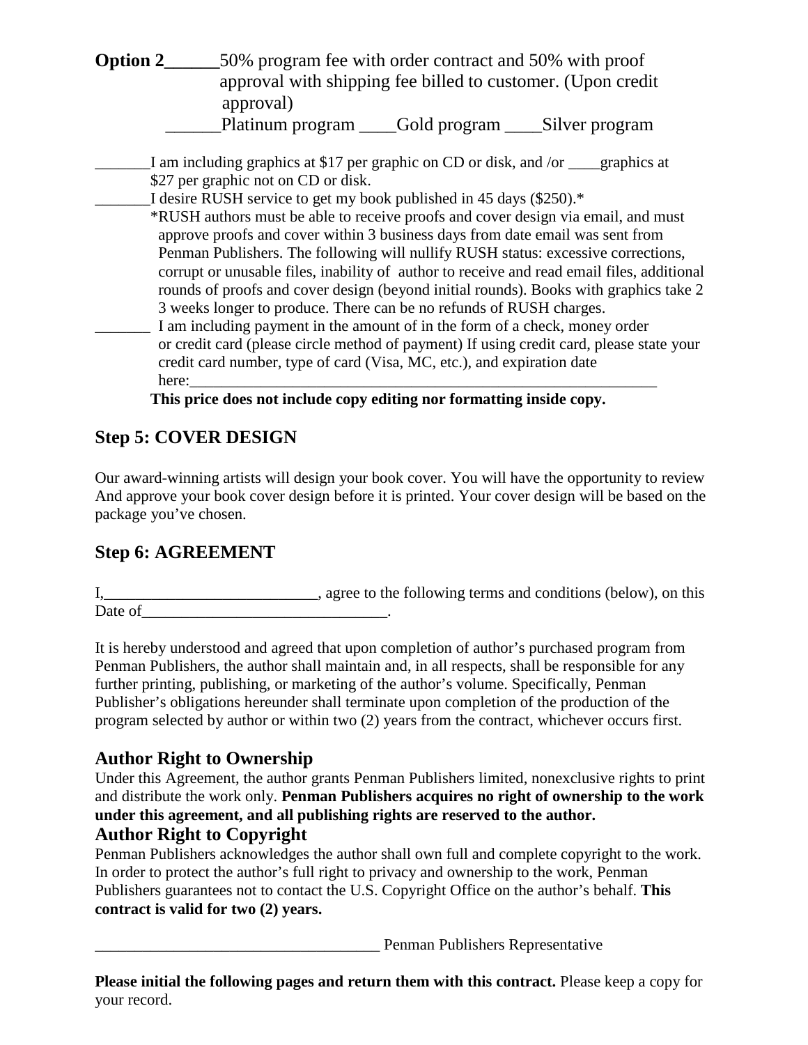**Option 2______**50% program fee with order contract and 50% with proof approval with shipping fee billed to customer. (Upon credit approval)

______Platinum program ____Gold program ____Silver program

_______I am including graphics at $17 per graphic on CD or disk, and /or ____graphics at $27 per graphic not on CD or disk.

_______I desire RUSH service to get my book published in 45 days ($250).*

*RUSH authors must be able to receive proofs and cover design via email, and must approve proofs and cover within 3 business days from date email was sent from Penman Publishers. The following will nullify RUSH status: excessive corrections, corrupt or unusable files, inability of author to receive and read email files, additional rounds of proofs and cover design (beyond initial rounds). Books with graphics take 2 3 weeks longer to produce. There can be no refunds of RUSH charges.

_______ I am including payment in the amount of in the form of a check, money order or credit card (please circle method of payment) If using credit card, please state your credit card number, type of card (Visa, MC, etc.), and expiration date here:_____________________________________________________________

**This price does not include copy editing nor formatting inside copy.**

## Step 5: COVER DESIGN

Our award-winning artists will design your book cover. You will have the opportunity to review And approve your book cover design before it is printed. Your cover design will be based on the package you've chosen.

## Step 6: AGREEMENT

I,___________________________, agree to the following terms and conditions (below), on this Date of_______________________________.

It is hereby understood and agreed that upon completion of author's purchased program from Penman Publishers, the author shall maintain and, in all respects, shall be responsible for any further printing, publishing, or marketing of the author's volume. Specifically, Penman Publisher's obligations hereunder shall terminate upon completion of the production of the program selected by author or within two (2) years from the contract, whichever occurs first.

### Author Right to Ownership

Under this Agreement, the author grants Penman Publishers limited, nonexclusive rights to print and distribute the work only. **Penman Publishers acquires no right of ownership to the work under this agreement, and all publishing rights are reserved to the author.**

### Author Right to Copyright

Penman Publishers acknowledges the author shall own full and complete copyright to the work. In order to protect the author's full right to privacy and ownership to the work, Penman Publishers guarantees not to contact the U.S. Copyright Office on the author's behalf. **This contract is valid for two (2) years.**

____________________________________ Penman Publishers Representative

**Please initial the following pages and return them with this contract.** Please keep a copy for your record.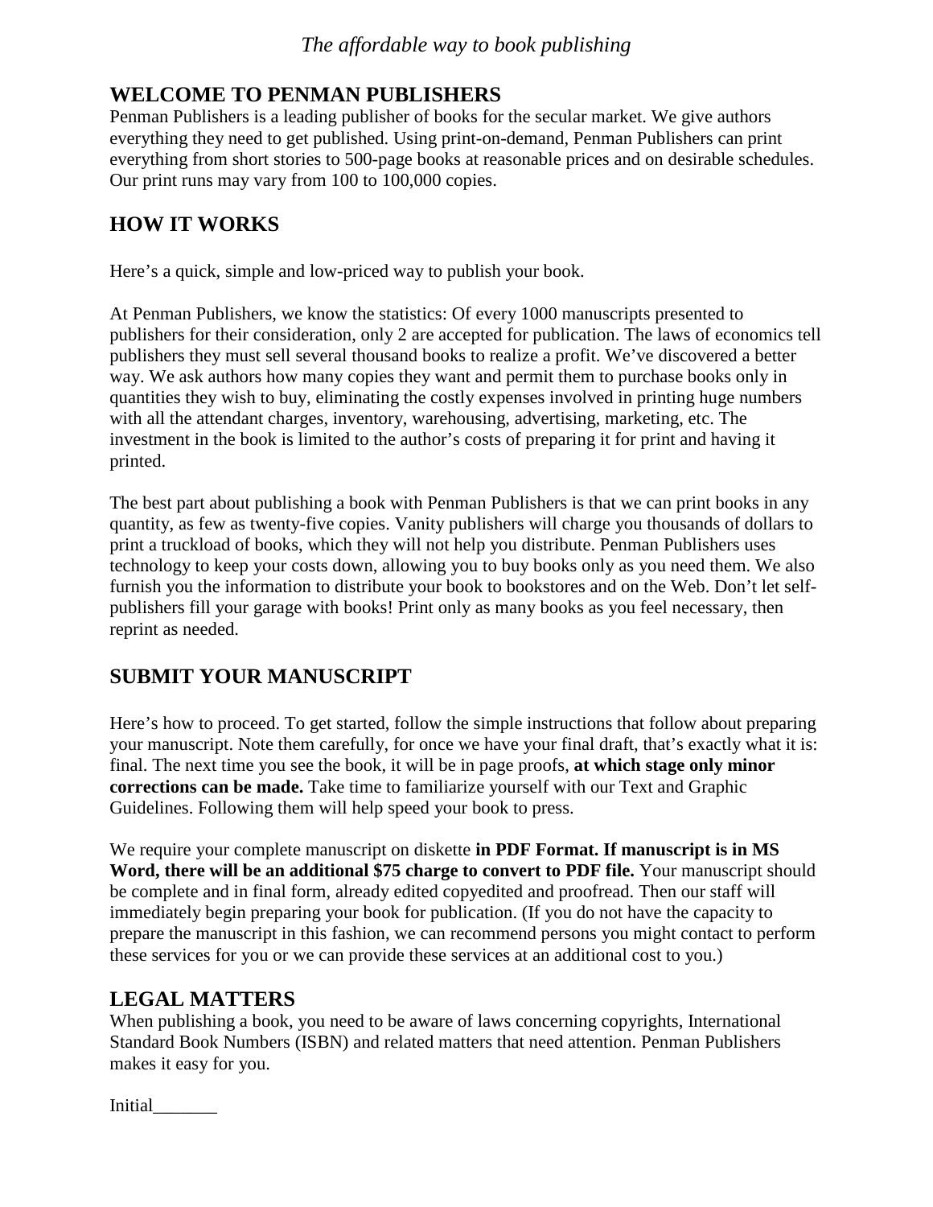*The affordable way to book publishing*

## WELCOME TO PENMAN PUBLISHERS

Penman Publishers is a leading publisher of books for the secular market. We give authors everything they need to get published. Using print-on-demand, Penman Publishers can print everything from short stories to 500-page books at reasonable prices and on desirable schedules. Our print runs may vary from 100 to 100,000 copies.

## HOW IT WORKS

Here's a quick, simple and low-priced way to publish your book.

At Penman Publishers, we know the statistics: Of every 1000 manuscripts presented to publishers for their consideration, only 2 are accepted for publication. The laws of economics tell publishers they must sell several thousand books to realize a profit. We've discovered a better way. We ask authors how many copies they want and permit them to purchase books only in quantities they wish to buy, eliminating the costly expenses involved in printing huge numbers with all the attendant charges, inventory, warehousing, advertising, marketing, etc. The investment in the book is limited to the author's costs of preparing it for print and having it printed.

The best part about publishing a book with Penman Publishers is that we can print books in any quantity, as few as twenty-five copies. Vanity publishers will charge you thousands of dollars to print a truckload of books, which they will not help you distribute. Penman Publishers uses technology to keep your costs down, allowing you to buy books only as you need them. We also furnish you the information to distribute your book to bookstores and on the Web. Don't let self-publishers fill your garage with books! Print only as many books as you feel necessary, then reprint as needed.

## SUBMIT YOUR MANUSCRIPT

Here's how to proceed. To get started, follow the simple instructions that follow about preparing your manuscript. Note them carefully, for once we have your final draft, that's exactly what it is: final. The next time you see the book, it will be in page proofs, **at which stage only minor corrections can be made.** Take time to familiarize yourself with our Text and Graphic Guidelines. Following them will help speed your book to press.

We require your complete manuscript on diskette **in PDF Format. If manuscript is in MS Word, there will be an additional $75 charge to convert to PDF file.** Your manuscript should be complete and in final form, already edited copyedited and proofread. Then our staff will immediately begin preparing your book for publication. (If you do not have the capacity to prepare the manuscript in this fashion, we can recommend persons you might contact to perform these services for you or we can provide these services at an additional cost to you.)

## LEGAL MATTERS

When publishing a book, you need to be aware of laws concerning copyrights, International Standard Book Numbers (ISBN) and related matters that need attention. Penman Publishers makes it easy for you.

Initial_______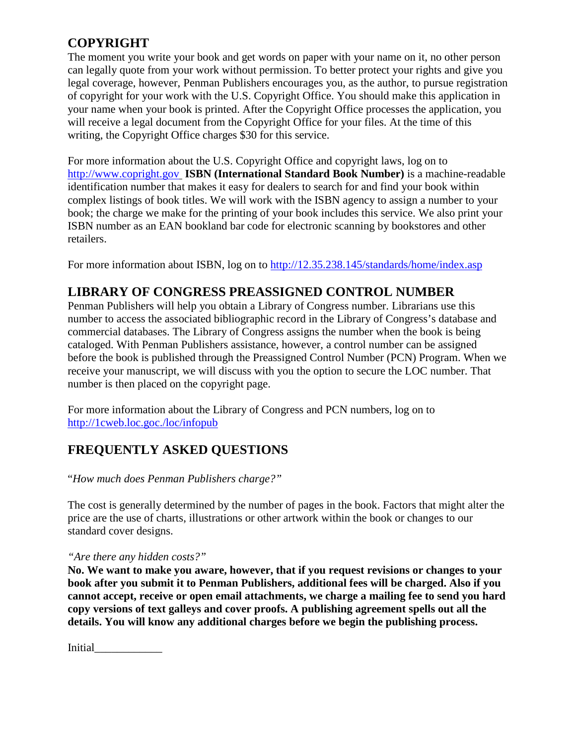## COPYRIGHT

The moment you write your book and get words on paper with your name on it, no other person can legally quote from your work without permission. To better protect your rights and give you legal coverage, however, Penman Publishers encourages you, as the author, to pursue registration of copyright for your work with the U.S. Copyright Office. You should make this application in your name when your book is printed. After the Copyright Office processes the application, you will receive a legal document from the Copyright Office for your files. At the time of this writing, the Copyright Office charges $30 for this service.

For more information about the U.S. Copyright Office and copyright laws, log on to http://www.copright.gov **ISBN (International Standard Book Number)** is a machine-readable identification number that makes it easy for dealers to search for and find your book within complex listings of book titles. We will work with the ISBN agency to assign a number to your book; the charge we make for the printing of your book includes this service. We also print your ISBN number as an EAN bookland bar code for electronic scanning by bookstores and other retailers.

For more information about ISBN, log on to http://12.35.238.145/standards/home/index.asp

## LIBRARY OF CONGRESS PREASSIGNED CONTROL NUMBER

Penman Publishers will help you obtain a Library of Congress number. Librarians use this number to access the associated bibliographic record in the Library of Congress's database and commercial databases. The Library of Congress assigns the number when the book is being cataloged. With Penman Publishers assistance, however, a control number can be assigned before the book is published through the Preassigned Control Number (PCN) Program. When we receive your manuscript, we will discuss with you the option to secure the LOC number. That number is then placed on the copyright page.

For more information about the Library of Congress and PCN numbers, log on to http://1cweb.loc.goc./loc/infopub

## FREQUENTLY ASKED QUESTIONS

"*How much does Penman Publishers charge?"*

The cost is generally determined by the number of pages in the book. Factors that might alter the price are the use of charts, illustrations or other artwork within the book or changes to our standard cover designs.

*"Are there any hidden costs?"*

**No. We want to make you aware, however, that if you request revisions or changes to your book after you submit it to Penman Publishers, additional fees will be charged. Also if you cannot accept, receive or open email attachments, we charge a mailing fee to send you hard copy versions of text galleys and cover proofs. A publishing agreement spells out all the details. You will know any additional charges before we begin the publishing process.**

Initial____________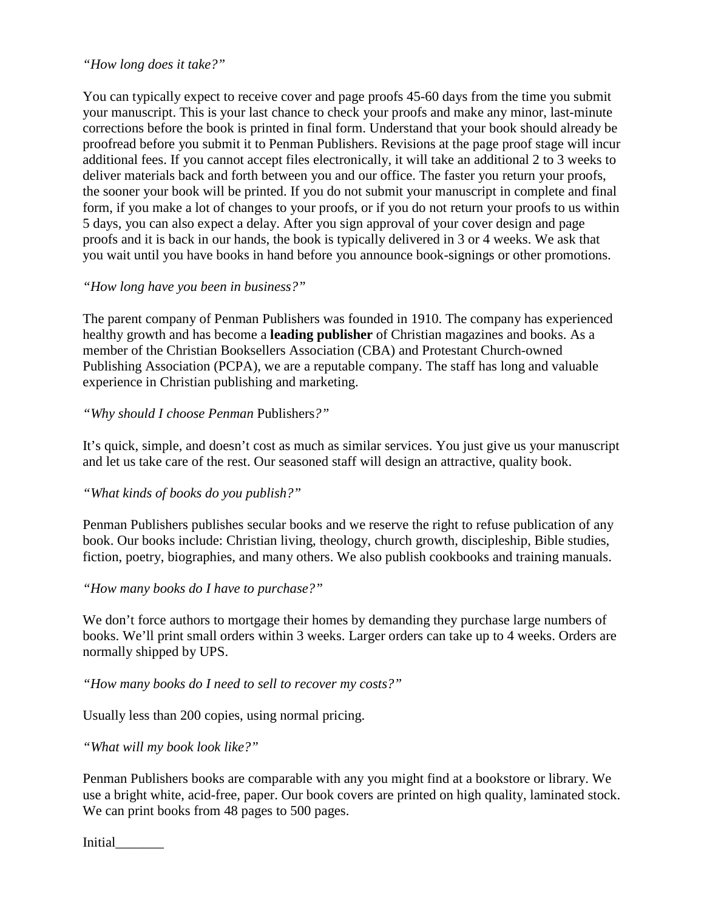*"How long does it take?"*

You can typically expect to receive cover and page proofs 45-60 days from the time you submit your manuscript. This is your last chance to check your proofs and make any minor, last-minute corrections before the book is printed in final form. Understand that your book should already be proofread before you submit it to Penman Publishers. Revisions at the page proof stage will incur additional fees. If you cannot accept files electronically, it will take an additional 2 to 3 weeks to deliver materials back and forth between you and our office. The faster you return your proofs, the sooner your book will be printed. If you do not submit your manuscript in complete and final form, if you make a lot of changes to your proofs, or if you do not return your proofs to us within 5 days, you can also expect a delay. After you sign approval of your cover design and page proofs and it is back in our hands, the book is typically delivered in 3 or 4 weeks. We ask that you wait until you have books in hand before you announce book-signings or other promotions.

*"How long have you been in business?"*

The parent company of Penman Publishers was founded in 1910. The company has experienced healthy growth and has become a **leading publisher** of Christian magazines and books. As a member of the Christian Booksellers Association (CBA) and Protestant Church-owned Publishing Association (PCPA), we are a reputable company. The staff has long and valuable experience in Christian publishing and marketing.

*"Why should I choose Penman* Publishers*?"*

It's quick, simple, and doesn't cost as much as similar services. You just give us your manuscript and let us take care of the rest. Our seasoned staff will design an attractive, quality book.

*"What kinds of books do you publish?"*

Penman Publishers publishes secular books and we reserve the right to refuse publication of any book. Our books include: Christian living, theology, church growth, discipleship, Bible studies, fiction, poetry, biographies, and many others. We also publish cookbooks and training manuals.

*"How many books do I have to purchase?"*

We don't force authors to mortgage their homes by demanding they purchase large numbers of books. We'll print small orders within 3 weeks. Larger orders can take up to 4 weeks. Orders are normally shipped by UPS.

*"How many books do I need to sell to recover my costs?"*

Usually less than 200 copies, using normal pricing.

*"What will my book look like?"*

Penman Publishers books are comparable with any you might find at a bookstore or library. We use a bright white, acid-free, paper. Our book covers are printed on high quality, laminated stock. We can print books from 48 pages to 500 pages.

Initial_______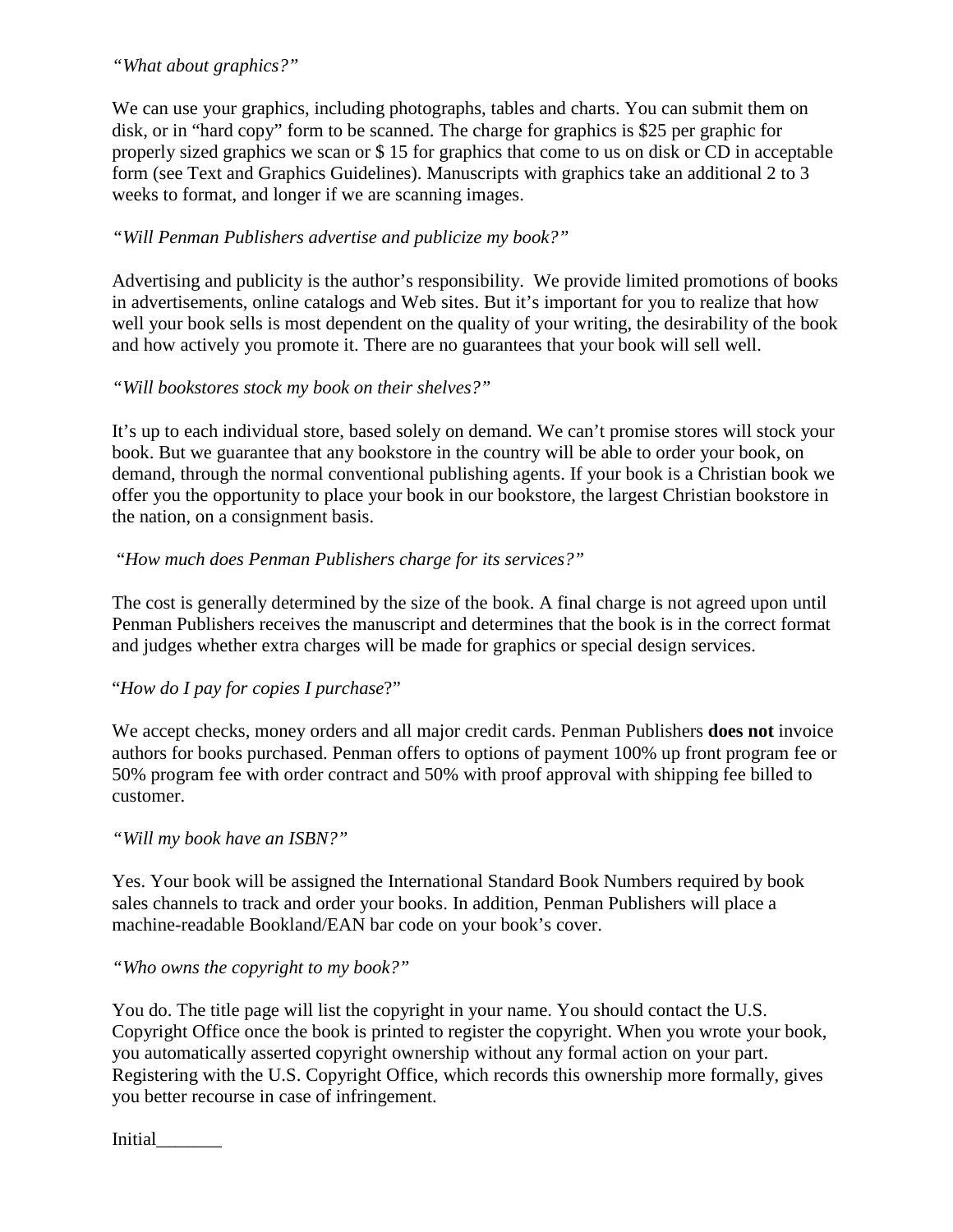*"What about graphics?"*

We can use your graphics, including photographs, tables and charts. You can submit them on disk, or in "hard copy" form to be scanned. The charge for graphics is $25 per graphic for properly sized graphics we scan or $ 15 for graphics that come to us on disk or CD in acceptable form (see Text and Graphics Guidelines). Manuscripts with graphics take an additional 2 to 3 weeks to format, and longer if we are scanning images.

*"Will Penman Publishers advertise and publicize my book?"*

Advertising and publicity is the author's responsibility. We provide limited promotions of books in advertisements, online catalogs and Web sites. But it's important for you to realize that how well your book sells is most dependent on the quality of your writing, the desirability of the book and how actively you promote it. There are no guarantees that your book will sell well.

*"Will bookstores stock my book on their shelves?"*

It's up to each individual store, based solely on demand. We can't promise stores will stock your book. But we guarantee that any bookstore in the country will be able to order your book, on demand, through the normal conventional publishing agents. If your book is a Christian book we offer you the opportunity to place your book in our bookstore, the largest Christian bookstore in the nation, on a consignment basis.

*"How much does Penman Publishers charge for its services?"*

The cost is generally determined by the size of the book. A final charge is not agreed upon until Penman Publishers receives the manuscript and determines that the book is in the correct format and judges whether extra charges will be made for graphics or special design services.

"*How do I pay for copies I purchase*?"

We accept checks, money orders and all major credit cards. Penman Publishers **does not** invoice authors for books purchased. Penman offers to options of payment 100% up front program fee or 50% program fee with order contract and 50% with proof approval with shipping fee billed to customer.

*"Will my book have an ISBN?"*

Yes. Your book will be assigned the International Standard Book Numbers required by book sales channels to track and order your books. In addition, Penman Publishers will place a machine-readable Bookland/EAN bar code on your book's cover.

*"Who owns the copyright to my book?"*

You do. The title page will list the copyright in your name. You should contact the U.S. Copyright Office once the book is printed to register the copyright. When you wrote your book, you automatically asserted copyright ownership without any formal action on your part. Registering with the U.S. Copyright Office, which records this ownership more formally, gives you better recourse in case of infringement.

Initial_______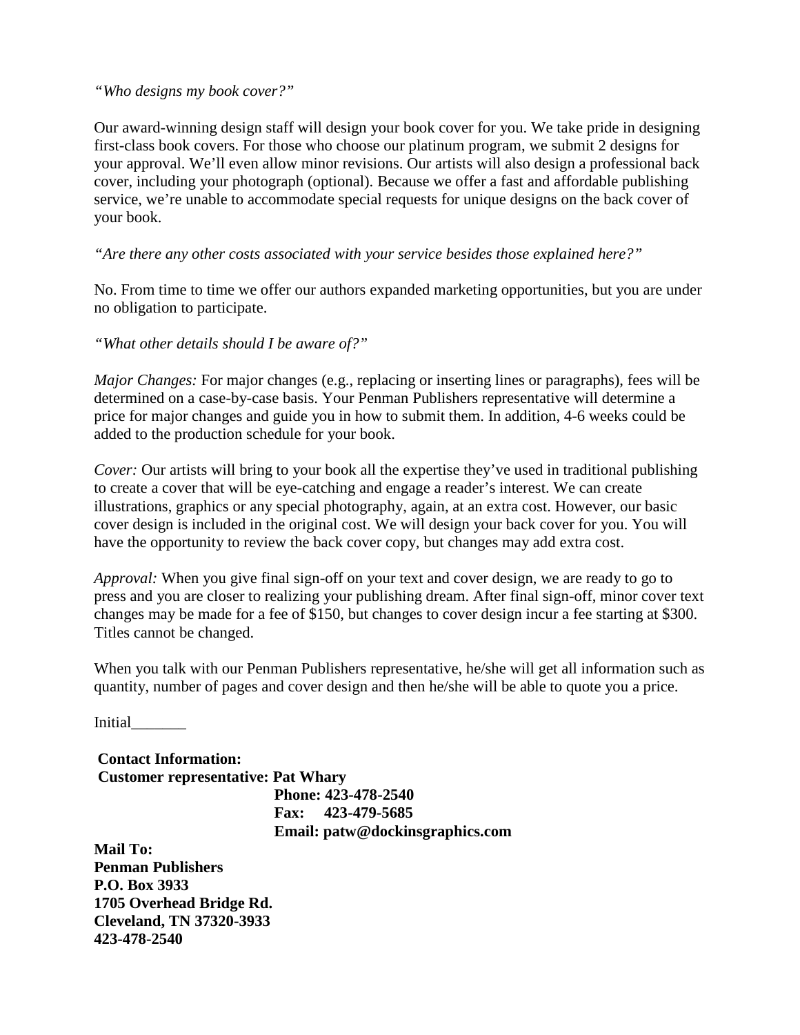*"Who designs my book cover?"*

Our award-winning design staff will design your book cover for you. We take pride in designing first-class book covers. For those who choose our platinum program, we submit 2 designs for your approval. We'll even allow minor revisions. Our artists will also design a professional back cover, including your photograph (optional). Because we offer a fast and affordable publishing service, we're unable to accommodate special requests for unique designs on the back cover of your book.

*"Are there any other costs associated with your service besides those explained here?"*

No. From time to time we offer our authors expanded marketing opportunities, but you are under no obligation to participate.

*"What other details should I be aware of?"*

*Major Changes:* For major changes (e.g., replacing or inserting lines or paragraphs), fees will be determined on a case-by-case basis. Your Penman Publishers representative will determine a price for major changes and guide you in how to submit them. In addition, 4-6 weeks could be added to the production schedule for your book.

*Cover:* Our artists will bring to your book all the expertise they've used in traditional publishing to create a cover that will be eye-catching and engage a reader's interest. We can create illustrations, graphics or any special photography, again, at an extra cost. However, our basic cover design is included in the original cost. We will design your back cover for you. You will have the opportunity to review the back cover copy, but changes may add extra cost.

*Approval:* When you give final sign-off on your text and cover design, we are ready to go to press and you are closer to realizing your publishing dream. After final sign-off, minor cover text changes may be made for a fee of $150, but changes to cover design incur a fee starting at $300. Titles cannot be changed.

When you talk with our Penman Publishers representative, he/she will get all information such as quantity, number of pages and cover design and then he/she will be able to quote you a price.

Initial_______

**Contact Information:**
**Customer representative: Pat Whary**
**Phone: 423-478-2540**
**Fax: 423-479-5685**
**Email: patw@dockinsgraphics.com**

**Mail To:**
**Penman Publishers**
**P.O. Box 3933**
**1705 Overhead Bridge Rd.**
**Cleveland, TN 37320-3933**
**423-478-2540**